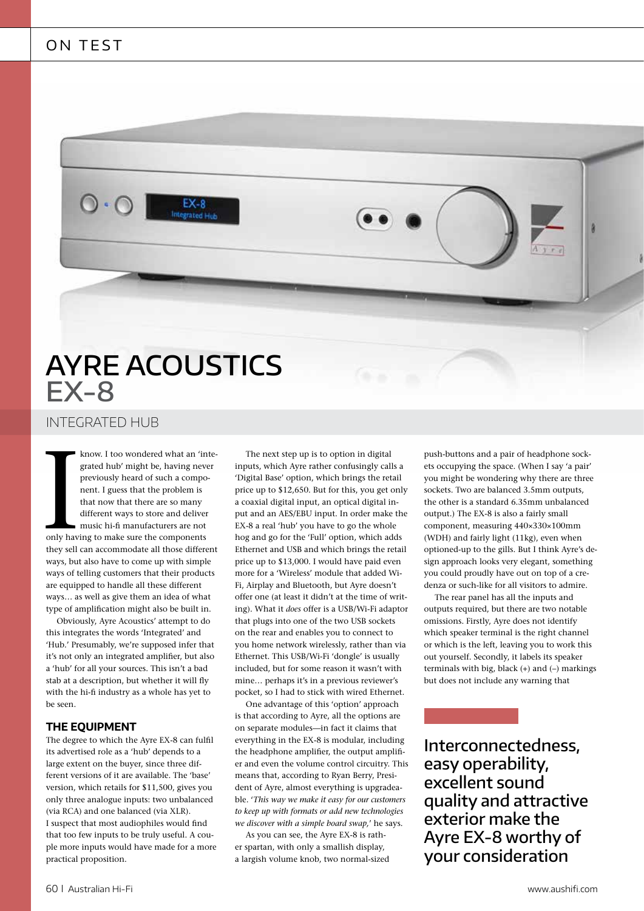# AYRE ACOUSTICS EX-8

## INTEGRATED HUB

I know. I too wondered what an 'integrated hub' might be, having never previously heard of such a component. I guess that the problem is that now that there are so many different ways to store and deliver music hi-fi manufacturers are not only having to make sure the components they sell can accommodate all those different ways, but also have to come up with simple ways of telling customers that their products are equipped to handle all these different ways… as well as give them an idea of what type of amplification might also be built in.

Obviously, Ayre Acoustics' attempt to do this integrates the words 'Integrated' and 'Hub.' Presumably, we're supposed infer that it's not only an integrated amplifier, but also a 'hub' for all your sources. This isn't a bad stab at a description, but whether it will fly with the hi-fi industry as a whole has yet to be seen.

### THE EQUIPMENT

The degree to which the Ayre EX-8 can fulfil its advertised role as a 'hub' depends to a large extent on the buyer, since three different versions of it are available. The 'base' version, which retails for $11,500, gives you only three analogue inputs: two unbalanced (via RCA) and one balanced (via XLR). I suspect that most audiophiles would find that too few inputs to be truly useful. A couple more inputs would have made for a more practical proposition.

The next step up is to option in digital inputs, which Ayre rather confusingly calls a 'Digital Base' option, which brings the retail price up to $12,650. But for this, you get only a coaxial digital input, an optical digital input and an AES/EBU input. In order make the EX-8 a real 'hub' you have to go the whole hog and go for the 'Full' option, which adds Ethernet and USB and which brings the retail price up to $13,000. I would have paid even more for a 'Wireless' module that added Wi-Fi, Airplay and Bluetooth, but Ayre doesn't offer one (at least it didn't at the time of writing). What it *does* offer is a USB/Wi-Fi adaptor that plugs into one of the two USB sockets on the rear and enables you to connect to you home network wirelessly, rather than via Ethernet. This USB/Wi-Fi 'dongle' is usually included, but for some reason it wasn't with mine… perhaps it's in a previous reviewer's pocket, so I had to stick with wired Ethernet.

One advantage of this 'option' approach is that according to Ayre, all the options are on separate modules—in fact it claims that everything in the EX-8 is modular, including the headphone amplifier, the output amplifier and even the volume control circuitry. This means that, according to Ryan Berry, President of Ayre, almost everything is upgradeable. '*This way we make it easy for our customers to keep up with formats or add new technologies we discover with a simple board swap,*' he says.

As you can see, the Ayre EX-8 is rather spartan, with only a smallish display, a largish volume knob, two normal-sized push-buttons and a pair of headphone sockets occupying the space. (When I say 'a pair' you might be wondering why there are three sockets. Two are balanced 3.5mm outputs, the other is a standard 6.35mm unbalanced output.) The EX-8 is also a fairly small component, measuring 440×330×100mm (WDH) and fairly light (11kg), even when optioned-up to the gills. But I think Ayre's design approach looks very elegant, something you could proudly have out on top of a credenza or such-like for all visitors to admire.

The rear panel has all the inputs and outputs required, but there are two notable omissions. Firstly, Ayre does not identify which speaker terminal is the right channel or which is the left, leaving you to work this out yourself. Secondly, it labels its speaker terminals with big, black (+) and (–) markings but does not include any warning that

**Interconnectedness, easy operability, excellent sound quality and attractive exterior make the Ayre EX-8 worthy of your consideration**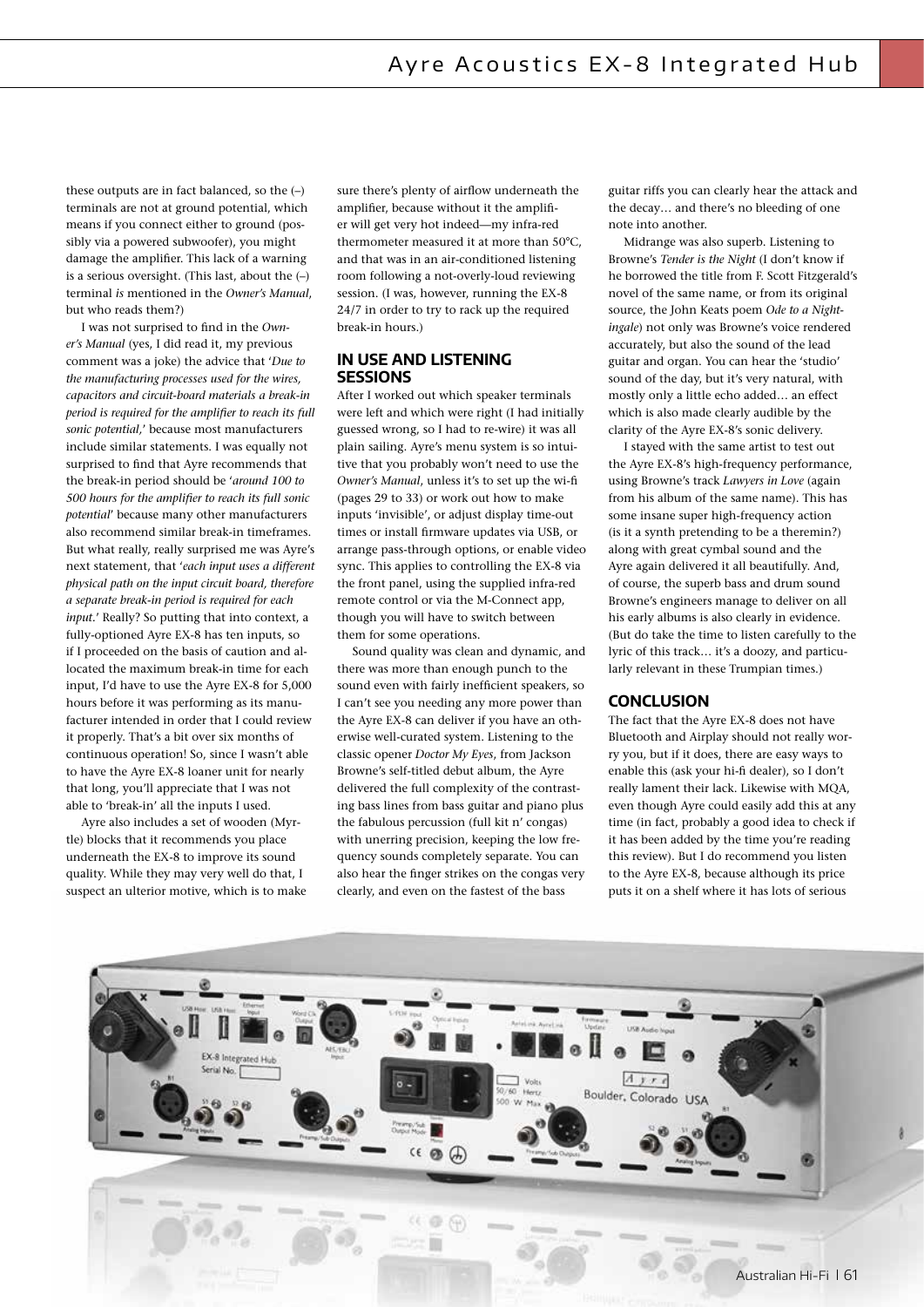these outputs are in fact balanced, so the (–) terminals are not at ground potential, which means if you connect either to ground (possibly via a powered subwoofer), you might damage the amplifier. This lack of a warning is a serious oversight. (This last, about the (–) terminal *is* mentioned in the *Owner's Manual*, but who reads them?)

I was not surprised to find in the *Owner's Manual* (yes, I did read it, my previous comment was a joke) the advice that '*Due to the manufacturing processes used for the wires, capacitors and circuit-board materials a break-in period is required for the amplifier to reach its full sonic potential*,' because most manufacturers include similar statements. I was equally not surprised to find that Ayre recommends that the break-in period should be '*around 100 to 500 hours for the amplifier to reach its full sonic potential*' because many other manufacturers also recommend similar break-in timeframes. But what really, really surprised me was Ayre's next statement, that '*each input uses a different physical path on the input circuit board, therefore a separate break-in period is required for each input*.' Really? So putting that into context, a fully-optioned Ayre EX-8 has ten inputs, so if I proceeded on the basis of caution and allocated the maximum break-in time for each input, I'd have to use the Ayre EX-8 for 5,000 hours before it was performing as its manufacturer intended in order that I could review it properly. That's a bit over six months of continuous operation! So, since I wasn't able to have the Ayre EX-8 loaner unit for nearly that long, you'll appreciate that I was not able to 'break-in' all the inputs I used.

Ayre also includes a set of wooden (Myrtle) blocks that it recommends you place underneath the EX-8 to improve its sound quality. While they may very well do that, I suspect an ulterior motive, which is to make sure there's plenty of airflow underneath the amplifier, because without it the amplifier will get very hot indeed—my infra-red thermometer measured it at more than 50°C, and that was in an air-conditioned listening room following a not-overly-loud reviewing session. (I was, however, running the EX-8 24/7 in order to try to rack up the required break-in hours.)

## IN USE AND LISTENING SESSIONS

After I worked out which speaker terminals were left and which were right (I had initially guessed wrong, so I had to re-wire) it was all plain sailing. Ayre's menu system is so intuitive that you probably won't need to use the *Owner's Manual*, unless it's to set up the wi-fi (pages 29 to 33) or work out how to make inputs 'invisible', or adjust display time-out times or install firmware updates via USB, or arrange pass-through options, or enable video sync. This applies to controlling the EX-8 via the front panel, using the supplied infra-red remote control or via the M-Connect app, though you will have to switch between them for some operations.

Sound quality was clean and dynamic, and there was more than enough punch to the sound even with fairly inefficient speakers, so I can't see you needing any more power than the Ayre EX-8 can deliver if you have an otherwise well-curated system. Listening to the classic opener *Doctor My Eyes*, from Jackson Browne's self-titled debut album, the Ayre delivered the full complexity of the contrasting bass lines from bass guitar and piano plus the fabulous percussion (full kit n' congas) with unerring precision, keeping the low frequency sounds completely separate. You can also hear the finger strikes on the congas very clearly, and even on the fastest of the bass guitar riffs you can clearly hear the attack and the decay… and there's no bleeding of one note into another.

Midrange was also superb. Listening to Browne's *Tender is the Night* (I don't know if he borrowed the title from F. Scott Fitzgerald's novel of the same name, or from its original source, the John Keats poem *Ode to a Nightingale*) not only was Browne's voice rendered accurately, but also the sound of the lead guitar and organ. You can hear the 'studio' sound of the day, but it's very natural, with mostly only a little echo added… an effect which is also made clearly audible by the clarity of the Ayre EX-8's sonic delivery.

I stayed with the same artist to test out the Ayre EX-8's high-frequency performance, using Browne's track *Lawyers in Love* (again from his album of the same name). This has some insane super high-frequency action (is it a synth pretending to be a theremin?) along with great cymbal sound and the Ayre again delivered it all beautifully. And, of course, the superb bass and drum sound Browne's engineers manage to deliver on all his early albums is also clearly in evidence. (But do take the time to listen carefully to the lyric of this track… it's a doozy, and particularly relevant in these Trumpian times.)

## CONCLUSION

The fact that the Ayre EX-8 does not have Bluetooth and Airplay should not really worry you, but if it does, there are easy ways to enable this (ask your hi-fi dealer), so I don't really lament their lack. Likewise with MQA, even though Ayre could easily add this at any time (in fact, probably a good idea to check if it has been added by the time you're reading this review). But I do recommend you listen to the Ayre EX-8, because although its price puts it on a shelf where it has lots of serious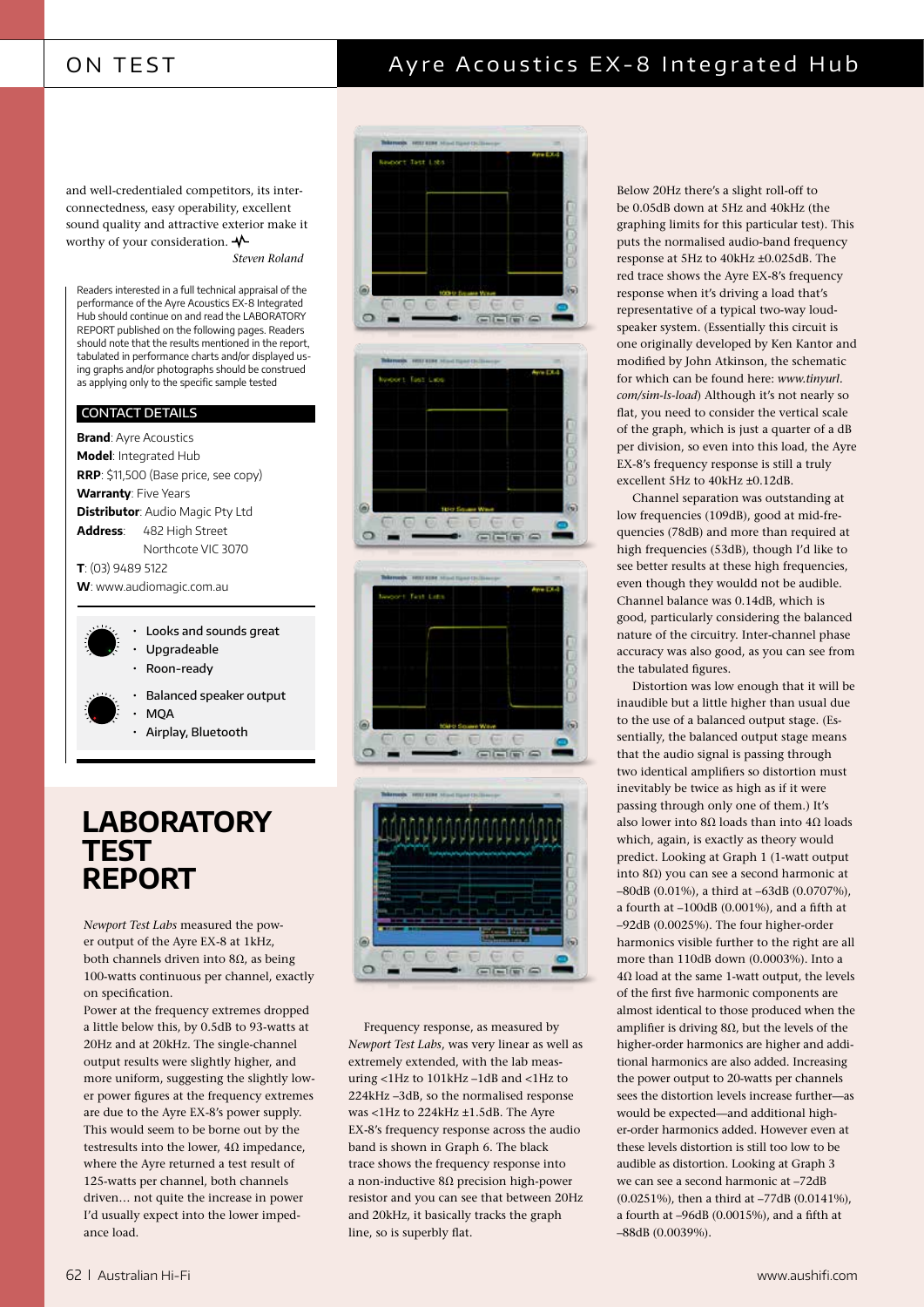and well-credentialed competitors, its interconnectedness, easy operability, excellent sound quality and attractive exterior make it worthy of your consideration.

*Steven Roland*

Readers interested in a full technical appraisal of the performance of the Ayre Acoustics EX-8 Integrated Hub should continue on and read the LABORATORY REPORT published on the following pages. Readers should note that the results mentioned in the report, tabulated in performance charts and/or displayed using graphs and/or photographs should be construed as applying only to the specific sample tested

## CONTACT DETAILS

**Brand**: Ayre Acoustics
**Model**: Integrated Hub
**RRP**: $11,500 (Base price, see copy)
**Warranty**: Five Years
**Distributor**: Audio Magic Pty Ltd
**Address**: 482 High Street
Northcote VIC 3070
**T**: (03) 9489 5122
**W**: www.audiomagic.com.au

- Looks and sounds great
- Upgradeable
- Roon-ready

- Balanced speaker output
- MQA
- Airplay, Bluetooth

# LABORATORY TEST REPORT

*Newport Test Labs* measured the power output of the Ayre EX-8 at 1kHz, both channels driven into 8Ω, as being 100-watts continuous per channel, exactly on specification.

Power at the frequency extremes dropped a little below this, by 0.5dB to 93-watts at 20Hz and at 20kHz. The single-channel output results were slightly higher, and more uniform, suggesting the slightly lower power figures at the frequency extremes are due to the Ayre EX-8's power supply. This would seem to be borne out by the testresults into the lower, 4Ω impedance, where the Ayre returned a test result of 125-watts per channel, both channels driven… not quite the increase in power I'd usually expect into the lower impedance load.

Newport Test Labs
Ayre EX-8
100Hz Square Wave

Newport Test Labs
Ayre EX-8
1kHz Square Wave

Newport Test Labs
Ayre EX-8
10kHz Square Wave

Frequency response, as measured by *Newport Test Labs*, was very linear as well as extremely extended, with the lab measuring <1Hz to 101kHz –1dB and <1Hz to 224kHz –3dB, so the normalised response was <1Hz to 224kHz ±1.5dB. The Ayre EX-8's frequency response across the audio band is shown in Graph 6. The black trace shows the frequency response into a non-inductive 8Ω precision high-power resistor and you can see that between 20Hz and 20kHz, it basically tracks the graph line, so is superbly flat.

Below 20Hz there's a slight roll-off to be 0.05dB down at 5Hz and 40kHz (the graphing limits for this particular test). This puts the normalised audio-band frequency response at 5Hz to 40kHz ±0.025dB. The red trace shows the Ayre EX-8's frequency response when it's driving a load that's representative of a typical two-way loudspeaker system. (Essentially this circuit is one originally developed by Ken Kantor and modified by John Atkinson, the schematic for which can be found here: *www.tinyurl.com/sim-ls-load*) Although it's not nearly so flat, you need to consider the vertical scale of the graph, which is just a quarter of a dB per division, so even into this load, the Ayre EX-8's frequency response is still a truly excellent 5Hz to 40kHz ±0.12dB.

Channel separation was outstanding at low frequencies (109dB), good at mid-frequencies (78dB) and more than required at high frequencies (53dB), though I'd like to see better results at these high frequencies, even though they wouldd not be audible. Channel balance was 0.14dB, which is good, particularly considering the balanced nature of the circuitry. Inter-channel phase accuracy was also good, as you can see from the tabulated figures.

Distortion was low enough that it will be inaudible but a little higher than usual due to the use of a balanced output stage. (Essentially, the balanced output stage means that the audio signal is passing through two identical amplifiers so distortion must inevitably be twice as high as if it were passing through only one of them.) It's also lower into 8Ω loads than into 4Ω loads which, again, is exactly as theory would predict. Looking at Graph 1 (1-watt output into 8Ω) you can see a second harmonic at –80dB (0.01%), a third at –63dB (0.0707%), a fourth at –100dB (0.001%), and a fifth at –92dB (0.0025%). The four higher-order harmonics visible further to the right are all more than 110dB down (0.0003%). Into a 4Ω load at the same 1-watt output, the levels of the first five harmonic components are almost identical to those produced when the amplifier is driving 8Ω, but the levels of the higher-order harmonics are higher and additional harmonics are also added. Increasing the power output to 20-watts per channels sees the distortion levels increase further—as would be expected—and additional higher-order harmonics added. However even at these levels distortion is still too low to be audible as distortion. Looking at Graph 3 we can see a second harmonic at –72dB (0.0251%), then a third at –77dB (0.0141%), a fourth at –96dB (0.0015%), and a fifth at –88dB (0.0039%).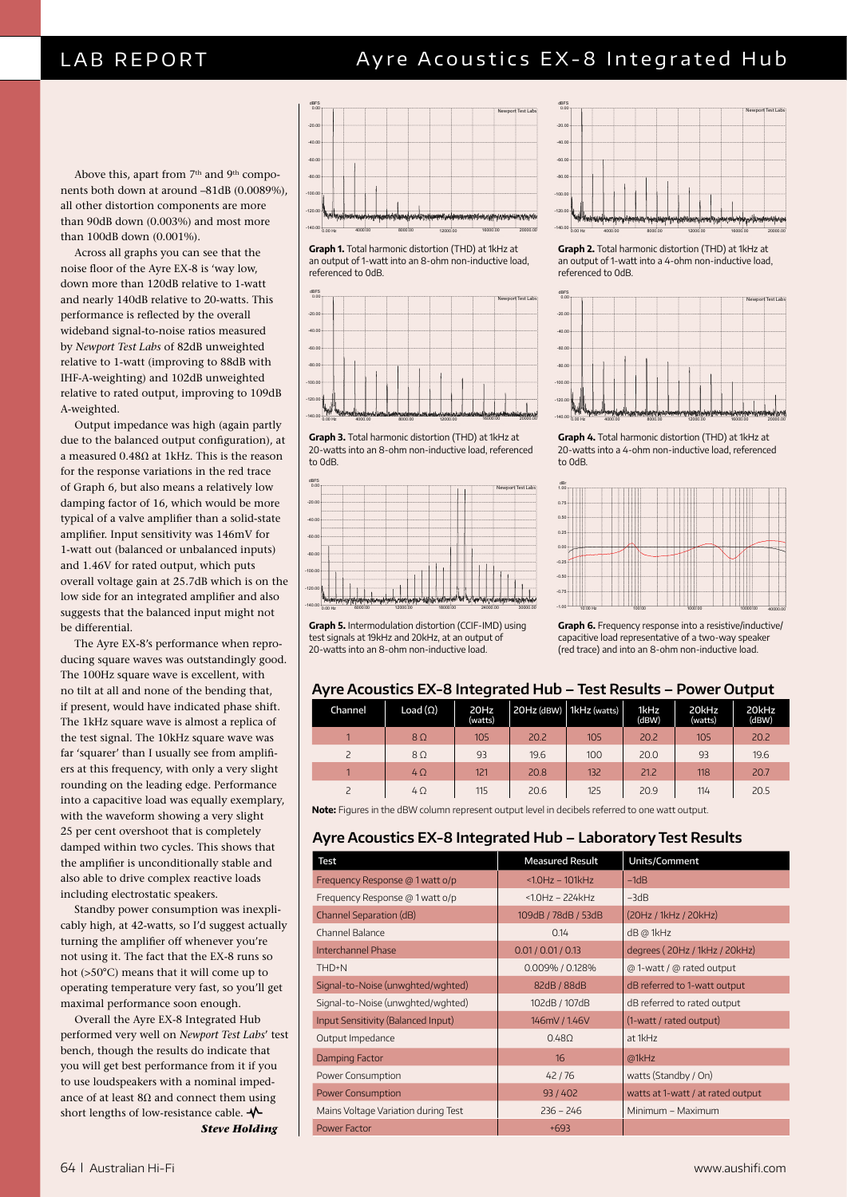Above this, apart from 7th and 9th components both down at around –81dB (0.0089%), all other distortion components are more than 90dB down (0.003%) and most more than 100dB down (0.001%).

Across all graphs you can see that the noise floor of the Ayre EX-8 is 'way low, down more than 120dB relative to 1-watt and nearly 140dB relative to 20-watts. This performance is reflected by the overall wideband signal-to-noise ratios measured by *Newport Test Labs* of 82dB unweighted relative to 1-watt (improving to 88dB with IHF-A-weighting) and 102dB unweighted relative to rated output, improving to 109dB A-weighted.

Output impedance was high (again partly due to the balanced output configuration), at a measured 0.48Ω at 1kHz. This is the reason for the response variations in the red trace of Graph 6, but also means a relatively low damping factor of 16, which would be more typical of a valve amplifier than a solid-state amplifier. Input sensitivity was 146mV for 1-watt out (balanced or unbalanced inputs) and 1.46V for rated output, which puts overall voltage gain at 25.7dB which is on the low side for an integrated amplifier and also suggests that the balanced input might not be differential.

The Ayre EX-8's performance when reproducing square waves was outstandingly good. The 100Hz square wave is excellent, with no tilt at all and none of the bending that, if present, would have indicated phase shift. The 1kHz square wave is almost a replica of the test signal. The 10kHz square wave was far 'squarer' than I usually see from amplifiers at this frequency, with only a very slight rounding on the leading edge. Performance into a capacitive load was equally exemplary, with the waveform showing a very slight 25 per cent overshoot that is completely damped within two cycles. This shows that the amplifier is unconditionally stable and also able to drive complex reactive loads including electrostatic speakers.

Standby power consumption was inexplicably high, at 42-watts, so I'd suggest actually turning the amplifier off whenever you're not using it. The fact that the EX-8 runs so hot (>50°C) means that it will come up to operating temperature very fast, so you'll get maximal performance soon enough.

Overall the Ayre EX-8 Integrated Hub performed very well on *Newport Test Labs*' test bench, though the results do indicate that you will get best performance from it if you to use loudspeakers with a nominal impedance of at least 8Ω and connect them using short lengths of low-resistance cable.

***Steve Holding***

**Graph 1.** Total harmonic distortion (THD) at 1kHz at an output of 1-watt into an 8-ohm non-inductive load, referenced to 0dB.

**Graph 2.** Total harmonic distortion (THD) at 1kHz at an output of 1-watt into a 4-ohm non-inductive load, referenced to 0dB.

**Graph 3.** Total harmonic distortion (THD) at 1kHz at 20-watts into an 8-ohm non-inductive load, referenced to 0dB.

**Graph 4.** Total harmonic distortion (THD) at 1kHz at 20-watts into a 4-ohm non-inductive load, referenced to 0dB.

**Graph 5.** Intermodulation distortion (CCIF-IMD) using test signals at 19kHz and 20kHz, at an output of 20-watts into an 8-ohm non-inductive load.

**Graph 6.** Frequency response into a resistive/inductive/capacitive load representative of a two-way speaker (red trace) and into an 8-ohm non-inductive load.

## Ayre Acoustics EX-8 Integrated Hub – Test Results – Power Output

| Channel | Load (Ω) | 20Hz (watts) | 20Hz (dBW) | 1kHz (watts) | 1kHz (dBW) | 20kHz (watts) | 20kHz (dBW) |
|---|---|---|---|---|---|---|---|
| 1 | 8 Ω | 105 | 20.2 | 105 | 20.2 | 105 | 20.2 |
| 2 | 8 Ω | 93 | 19.6 | 100 | 20.0 | 93 | 19.6 |
| 1 | 4 Ω | 121 | 20.8 | 132 | 21.2 | 118 | 20.7 |
| 2 | 4 Ω | 115 | 20.6 | 125 | 20.9 | 114 | 20.5 |

**Note:** Figures in the dBW column represent output level in decibels referred to one watt output.

## Ayre Acoustics EX-8 Integrated Hub – Laboratory Test Results

| Test | Measured Result | Units/Comment |
|---|---|---|
| Frequency Response @ 1 watt o/p | <1.0Hz – 101kHz | –1dB |
| Frequency Response @ 1 watt o/p | <1.0Hz – 224kHz | –3dB |
| Channel Separation (dB) | 109dB / 78dB / 53dB | (20Hz / 1kHz / 20kHz) |
| Channel Balance | 0.14 | dB @ 1kHz |
| Interchannel Phase | 0.01 / 0.01 / 0.13 | degrees (20Hz / 1kHz / 20kHz) |
| THD+N | 0.009% / 0.128% | @ 1-watt / @ rated output |
| Signal-to-Noise (unwghted/wghted) | 82dB / 88dB | dB referred to 1-watt output |
| Signal-to-Noise (unwghted/wghted) | 102dB / 107dB | dB referred to rated output |
| Input Sensitivity (Balanced Input) | 146mV / 1.46V | (1-watt / rated output) |
| Output Impedance | 0.48Ω | at 1kHz |
| Damping Factor | 16 | @1kHz |
| Power Consumption | 42 / 76 | watts (Standby / On) |
| Power Consumption | 93 / 402 | watts at 1-watt / at rated output |
| Mains Voltage Variation during Test | 236 – 246 | Minimum – Maximum |
| Power Factor | +693 | |